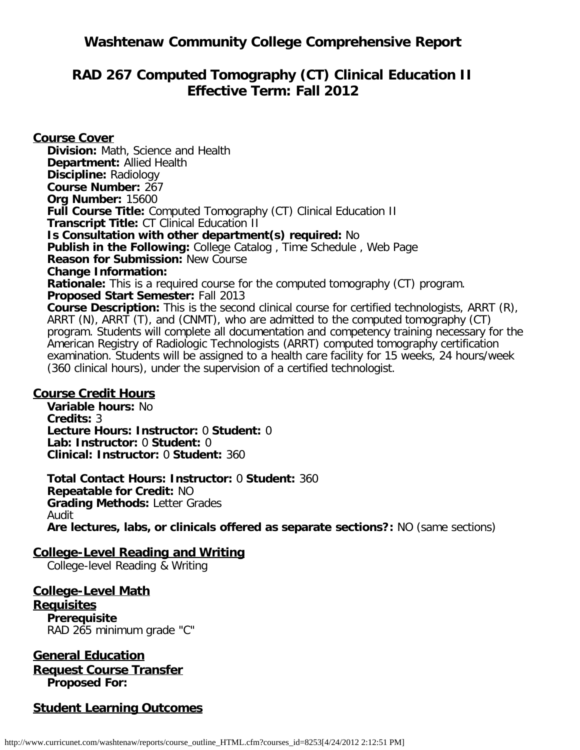# Washtenaw Community College Comprehensive Report

## RAD 267 Computed Tomography (CT) Clinical Education II
## Effective Term: Fall 2012

### Course Cover

**Division:** Math, Science and Health
**Department:** Allied Health
**Discipline:** Radiology
**Course Number:** 267
**Org Number:** 15600
**Full Course Title:** Computed Tomography (CT) Clinical Education II
**Transcript Title:** CT Clinical Education II
**Is Consultation with other department(s) required:** No
**Publish in the Following:** College Catalog , Time Schedule , Web Page
**Reason for Submission:** New Course
**Change Information:**
**Rationale:** This is a required course for the computed tomography (CT) program.
**Proposed Start Semester:** Fall 2013
**Course Description:** This is the second clinical course for certified technologists, ARRT (R), ARRT (N), ARRT (T), and (CNMT), who are admitted to the computed tomography (CT) program. Students will complete all documentation and competency training necessary for the American Registry of Radiologic Technologists (ARRT) computed tomography certification examination. Students will be assigned to a health care facility for 15 weeks, 24 hours/week (360 clinical hours), under the supervision of a certified technologist.

### Course Credit Hours

**Variable hours:** No
**Credits:** 3
**Lecture Hours: Instructor:** 0 **Student:** 0
**Lab: Instructor:** 0 **Student:** 0
**Clinical: Instructor:** 0 **Student:** 360

**Total Contact Hours: Instructor:** 0 **Student:** 360
**Repeatable for Credit:** NO
**Grading Methods:** Letter Grades
Audit
**Are lectures, labs, or clinicals offered as separate sections?:** NO (same sections)

### College-Level Reading and Writing

College-level Reading & Writing

### College-Level Math

### Requisites

**Prerequisite**
RAD 265 minimum grade "C"

### General Education

### Request Course Transfer

**Proposed For:**

### Student Learning Outcomes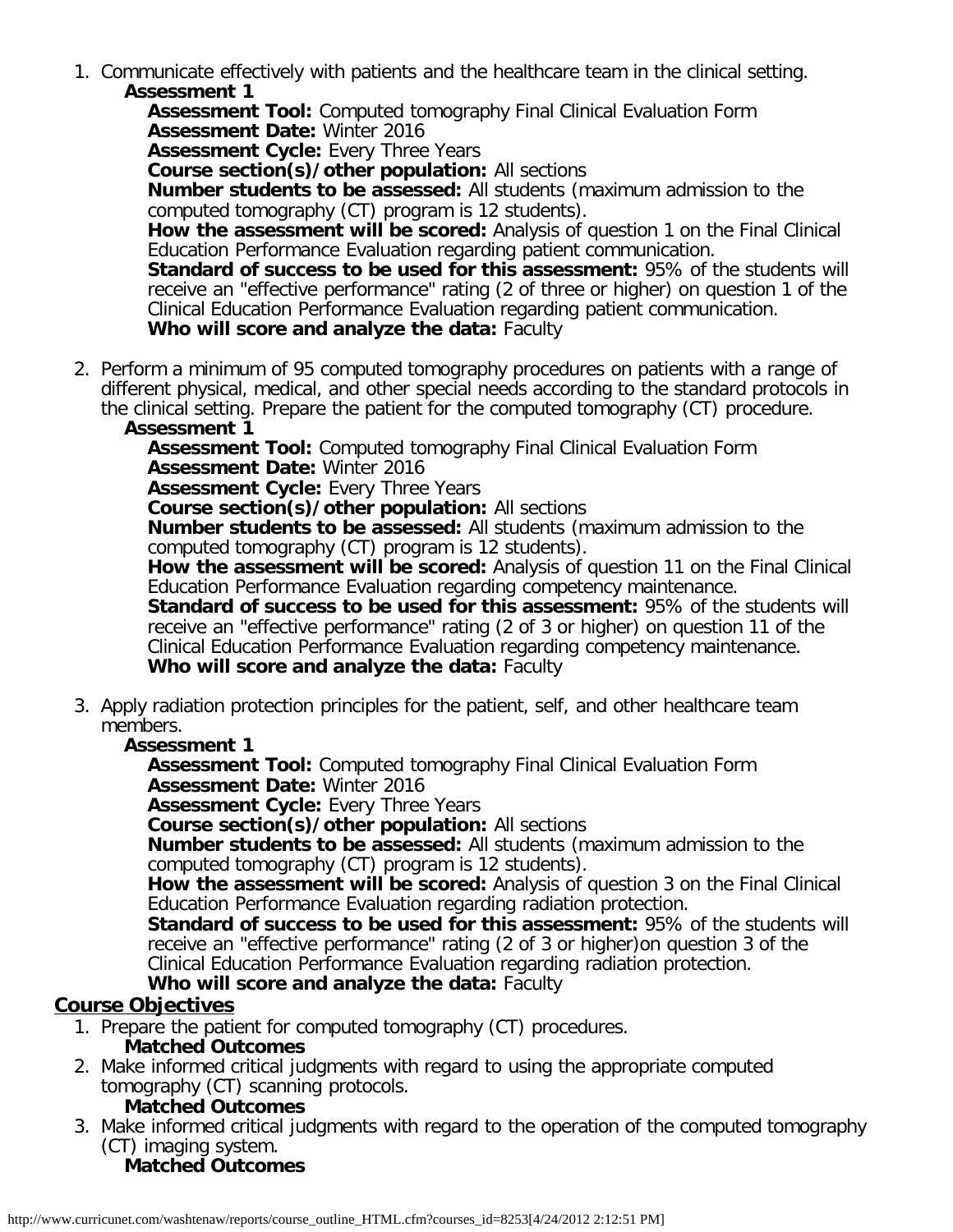1. Communicate effectively with patients and the healthcare team in the clinical setting.
   **Assessment 1**
   **Assessment Tool:** Computed tomography Final Clinical Evaluation Form
   **Assessment Date:** Winter 2016
   **Assessment Cycle:** Every Three Years
   **Course section(s)/other population:** All sections
   **Number students to be assessed:** All students (maximum admission to the computed tomography (CT) program is 12 students).
   **How the assessment will be scored:** Analysis of question 1 on the Final Clinical Education Performance Evaluation regarding patient communication.
   **Standard of success to be used for this assessment:** 95% of the students will receive an "effective performance" rating (2 of three or higher) on question 1 of the Clinical Education Performance Evaluation regarding patient communication.
   **Who will score and analyze the data:** Faculty

2. Perform a minimum of 95 computed tomography procedures on patients with a range of different physical, medical, and other special needs according to the standard protocols in the clinical setting. Prepare the patient for the computed tomography (CT) procedure.
   **Assessment 1**
   **Assessment Tool:** Computed tomography Final Clinical Evaluation Form
   **Assessment Date:** Winter 2016
   **Assessment Cycle:** Every Three Years
   **Course section(s)/other population:** All sections
   **Number students to be assessed:** All students (maximum admission to the computed tomography (CT) program is 12 students).
   **How the assessment will be scored:** Analysis of question 11 on the Final Clinical Education Performance Evaluation regarding competency maintenance.
   **Standard of success to be used for this assessment:** 95% of the students will receive an "effective performance" rating (2 of 3 or higher) on question 11 of the Clinical Education Performance Evaluation regarding competency maintenance.
   **Who will score and analyze the data:** Faculty

3. Apply radiation protection principles for the patient, self, and other healthcare team members.
   **Assessment 1**
   **Assessment Tool:** Computed tomography Final Clinical Evaluation Form
   **Assessment Date:** Winter 2016
   **Assessment Cycle:** Every Three Years
   **Course section(s)/other population:** All sections
   **Number students to be assessed:** All students (maximum admission to the computed tomography (CT) program is 12 students).
   **How the assessment will be scored:** Analysis of question 3 on the Final Clinical Education Performance Evaluation regarding radiation protection.
   **Standard of success to be used for this assessment:** 95% of the students will receive an "effective performance" rating (2 of 3 or higher)on question 3 of the Clinical Education Performance Evaluation regarding radiation protection.
   **Who will score and analyze the data:** Faculty

## Course Objectives

1. Prepare the patient for computed tomography (CT) procedures.
   **Matched Outcomes**
2. Make informed critical judgments with regard to using the appropriate computed tomography (CT) scanning protocols.
   **Matched Outcomes**
3. Make informed critical judgments with regard to the operation of the computed tomography (CT) imaging system.
   **Matched Outcomes**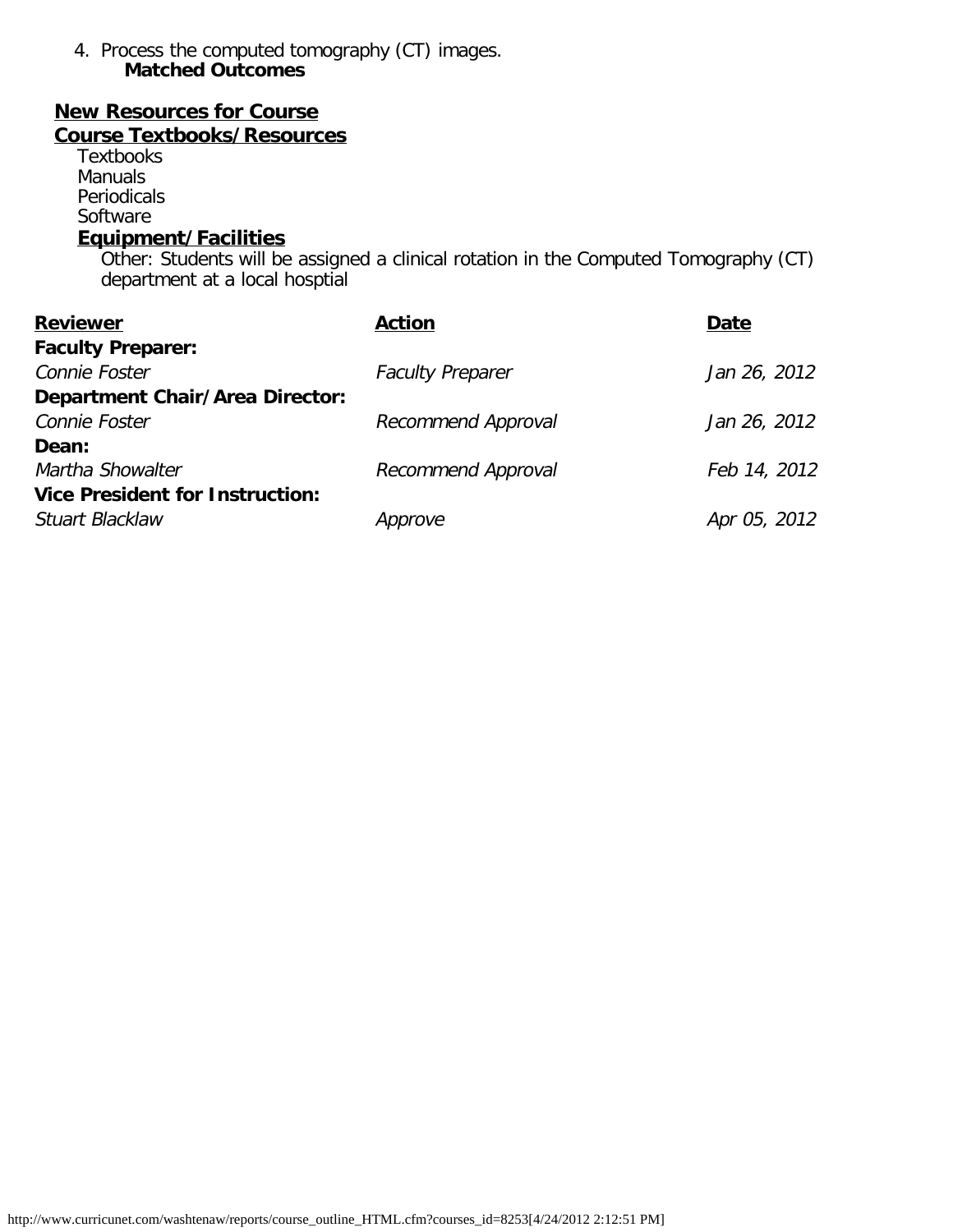4. Process the computed tomography (CT) images.
   **Matched Outcomes**

**New Resources for Course**

**Course Textbooks/Resources**

Textbooks
Manuals
Periodicals
Software

**Equipment/Facilities**

Other: Students will be assigned a clinical rotation in the Computed Tomography (CT) department at a local hosptial

| Reviewer | Action | Date |
|---|---|---|
| **Faculty Preparer:** | | |
| *Connie Foster* | *Faculty Preparer* | *Jan 26, 2012* |
| **Department Chair/Area Director:** | | |
| *Connie Foster* | *Recommend Approval* | *Jan 26, 2012* |
| **Dean:** | | |
| *Martha Showalter* | *Recommend Approval* | *Feb 14, 2012* |
| **Vice President for Instruction:** | | |
| *Stuart Blacklaw* | *Approve* | *Apr 05, 2012* |